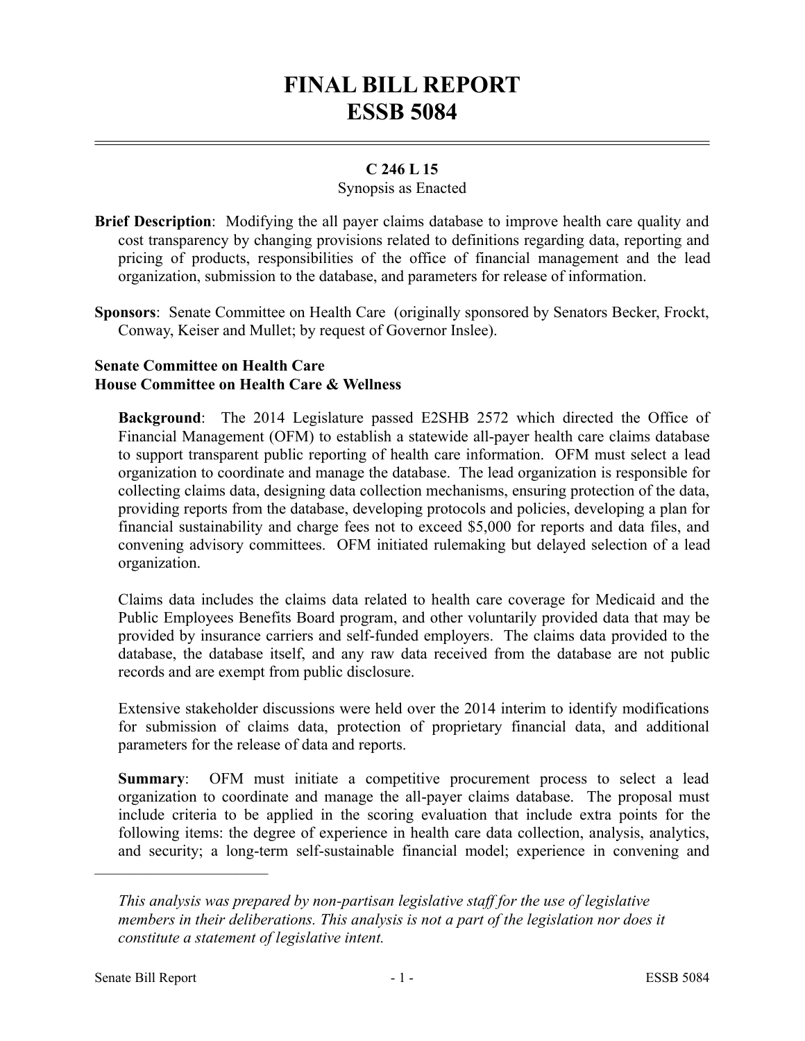# FINAL BILL REPORT
# ESSB 5084

**C 246 L 15**

Synopsis as Enacted

**Brief Description**: Modifying the all payer claims database to improve health care quality and cost transparency by changing provisions related to definitions regarding data, reporting and pricing of products, responsibilities of the office of financial management and the lead organization, submission to the database, and parameters for release of information.

**Sponsors**: Senate Committee on Health Care (originally sponsored by Senators Becker, Frockt, Conway, Keiser and Mullet; by request of Governor Inslee).

**Senate Committee on Health Care**
**House Committee on Health Care & Wellness**

**Background**: The 2014 Legislature passed E2SHB 2572 which directed the Office of Financial Management (OFM) to establish a statewide all-payer health care claims database to support transparent public reporting of health care information. OFM must select a lead organization to coordinate and manage the database. The lead organization is responsible for collecting claims data, designing data collection mechanisms, ensuring protection of the data, providing reports from the database, developing protocols and policies, developing a plan for financial sustainability and charge fees not to exceed $5,000 for reports and data files, and convening advisory committees. OFM initiated rulemaking but delayed selection of a lead organization.

Claims data includes the claims data related to health care coverage for Medicaid and the Public Employees Benefits Board program, and other voluntarily provided data that may be provided by insurance carriers and self-funded employers. The claims data provided to the database, the database itself, and any raw data received from the database are not public records and are exempt from public disclosure.

Extensive stakeholder discussions were held over the 2014 interim to identify modifications for submission of claims data, protection of proprietary financial data, and additional parameters for the release of data and reports.

**Summary**: OFM must initiate a competitive procurement process to select a lead organization to coordinate and manage the all-payer claims database. The proposal must include criteria to be applied in the scoring evaluation that include extra points for the following items: the degree of experience in health care data collection, analysis, analytics, and security; a long-term self-sustainable financial model; experience in convening and

---

*This analysis was prepared by non-partisan legislative staff for the use of legislative members in their deliberations. This analysis is not a part of the legislation nor does it constitute a statement of legislative intent.*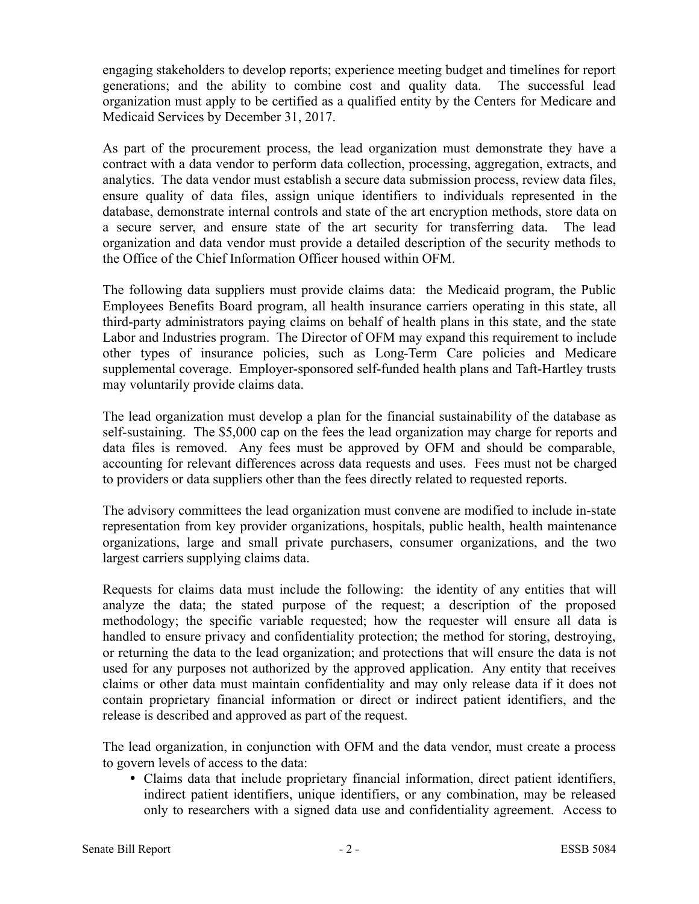engaging stakeholders to develop reports; experience meeting budget and timelines for report generations; and the ability to combine cost and quality data. The successful lead organization must apply to be certified as a qualified entity by the Centers for Medicare and Medicaid Services by December 31, 2017.

As part of the procurement process, the lead organization must demonstrate they have a contract with a data vendor to perform data collection, processing, aggregation, extracts, and analytics. The data vendor must establish a secure data submission process, review data files, ensure quality of data files, assign unique identifiers to individuals represented in the database, demonstrate internal controls and state of the art encryption methods, store data on a secure server, and ensure state of the art security for transferring data. The lead organization and data vendor must provide a detailed description of the security methods to the Office of the Chief Information Officer housed within OFM.

The following data suppliers must provide claims data: the Medicaid program, the Public Employees Benefits Board program, all health insurance carriers operating in this state, all third-party administrators paying claims on behalf of health plans in this state, and the state Labor and Industries program. The Director of OFM may expand this requirement to include other types of insurance policies, such as Long-Term Care policies and Medicare supplemental coverage. Employer-sponsored self-funded health plans and Taft-Hartley trusts may voluntarily provide claims data.

The lead organization must develop a plan for the financial sustainability of the database as self-sustaining. The $5,000 cap on the fees the lead organization may charge for reports and data files is removed. Any fees must be approved by OFM and should be comparable, accounting for relevant differences across data requests and uses. Fees must not be charged to providers or data suppliers other than the fees directly related to requested reports.

The advisory committees the lead organization must convene are modified to include in-state representation from key provider organizations, hospitals, public health, health maintenance organizations, large and small private purchasers, consumer organizations, and the two largest carriers supplying claims data.

Requests for claims data must include the following: the identity of any entities that will analyze the data; the stated purpose of the request; a description of the proposed methodology; the specific variable requested; how the requester will ensure all data is handled to ensure privacy and confidentiality protection; the method for storing, destroying, or returning the data to the lead organization; and protections that will ensure the data is not used for any purposes not authorized by the approved application. Any entity that receives claims or other data must maintain confidentiality and may only release data if it does not contain proprietary financial information or direct or indirect patient identifiers, and the release is described and approved as part of the request.

The lead organization, in conjunction with OFM and the data vendor, must create a process to govern levels of access to the data:

- Claims data that include proprietary financial information, direct patient identifiers, indirect patient identifiers, unique identifiers, or any combination, may be released only to researchers with a signed data use and confidentiality agreement. Access to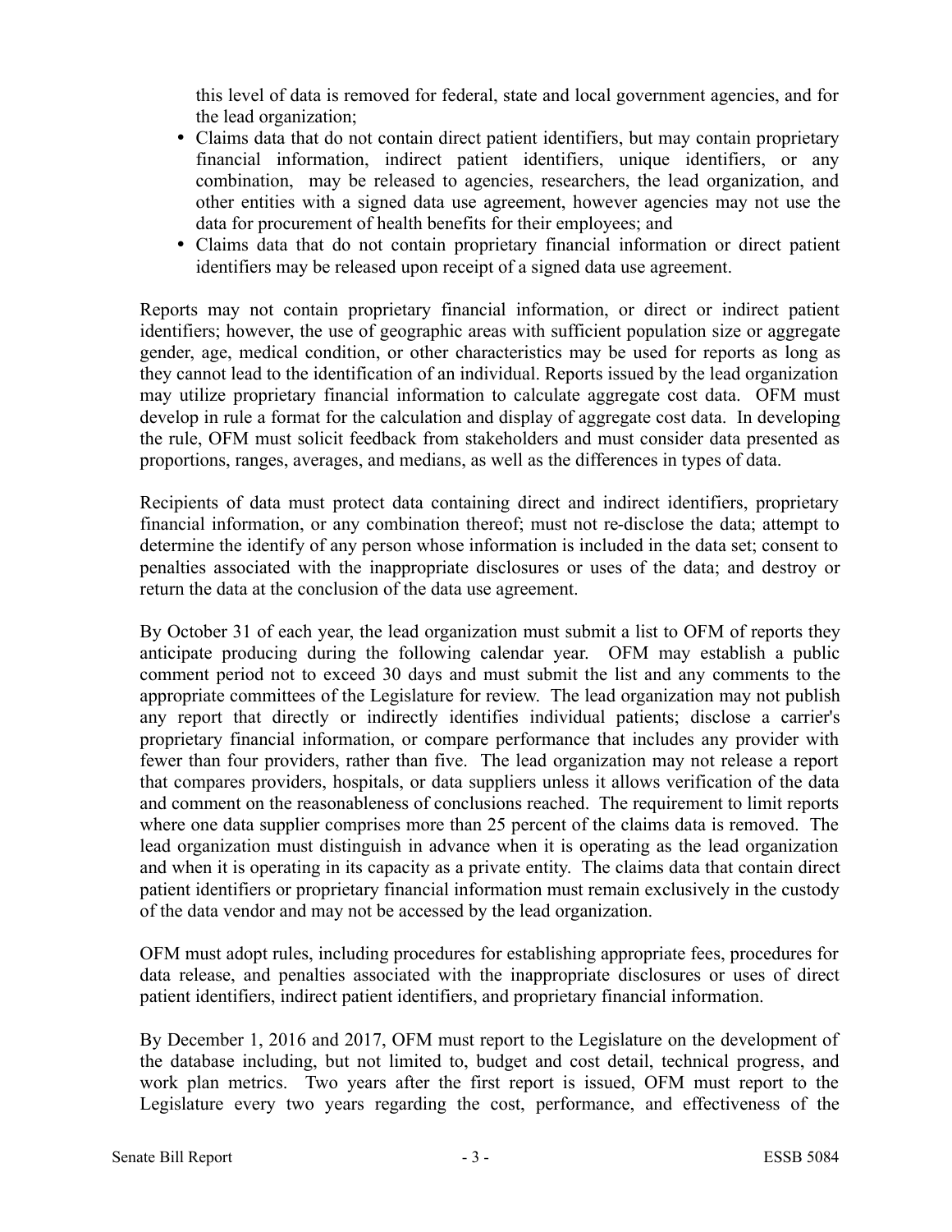this level of data is removed for federal, state and local government agencies, and for the lead organization;

- Claims data that do not contain direct patient identifiers, but may contain proprietary financial information, indirect patient identifiers, unique identifiers, or any combination, may be released to agencies, researchers, the lead organization, and other entities with a signed data use agreement, however agencies may not use the data for procurement of health benefits for their employees; and
- Claims data that do not contain proprietary financial information or direct patient identifiers may be released upon receipt of a signed data use agreement.

Reports may not contain proprietary financial information, or direct or indirect patient identifiers; however, the use of geographic areas with sufficient population size or aggregate gender, age, medical condition, or other characteristics may be used for reports as long as they cannot lead to the identification of an individual. Reports issued by the lead organization may utilize proprietary financial information to calculate aggregate cost data. OFM must develop in rule a format for the calculation and display of aggregate cost data. In developing the rule, OFM must solicit feedback from stakeholders and must consider data presented as proportions, ranges, averages, and medians, as well as the differences in types of data.

Recipients of data must protect data containing direct and indirect identifiers, proprietary financial information, or any combination thereof; must not re-disclose the data; attempt to determine the identify of any person whose information is included in the data set; consent to penalties associated with the inappropriate disclosures or uses of the data; and destroy or return the data at the conclusion of the data use agreement.

By October 31 of each year, the lead organization must submit a list to OFM of reports they anticipate producing during the following calendar year. OFM may establish a public comment period not to exceed 30 days and must submit the list and any comments to the appropriate committees of the Legislature for review. The lead organization may not publish any report that directly or indirectly identifies individual patients; disclose a carrier's proprietary financial information, or compare performance that includes any provider with fewer than four providers, rather than five. The lead organization may not release a report that compares providers, hospitals, or data suppliers unless it allows verification of the data and comment on the reasonableness of conclusions reached. The requirement to limit reports where one data supplier comprises more than 25 percent of the claims data is removed. The lead organization must distinguish in advance when it is operating as the lead organization and when it is operating in its capacity as a private entity. The claims data that contain direct patient identifiers or proprietary financial information must remain exclusively in the custody of the data vendor and may not be accessed by the lead organization.

OFM must adopt rules, including procedures for establishing appropriate fees, procedures for data release, and penalties associated with the inappropriate disclosures or uses of direct patient identifiers, indirect patient identifiers, and proprietary financial information.

By December 1, 2016 and 2017, OFM must report to the Legislature on the development of the database including, but not limited to, budget and cost detail, technical progress, and work plan metrics. Two years after the first report is issued, OFM must report to the Legislature every two years regarding the cost, performance, and effectiveness of the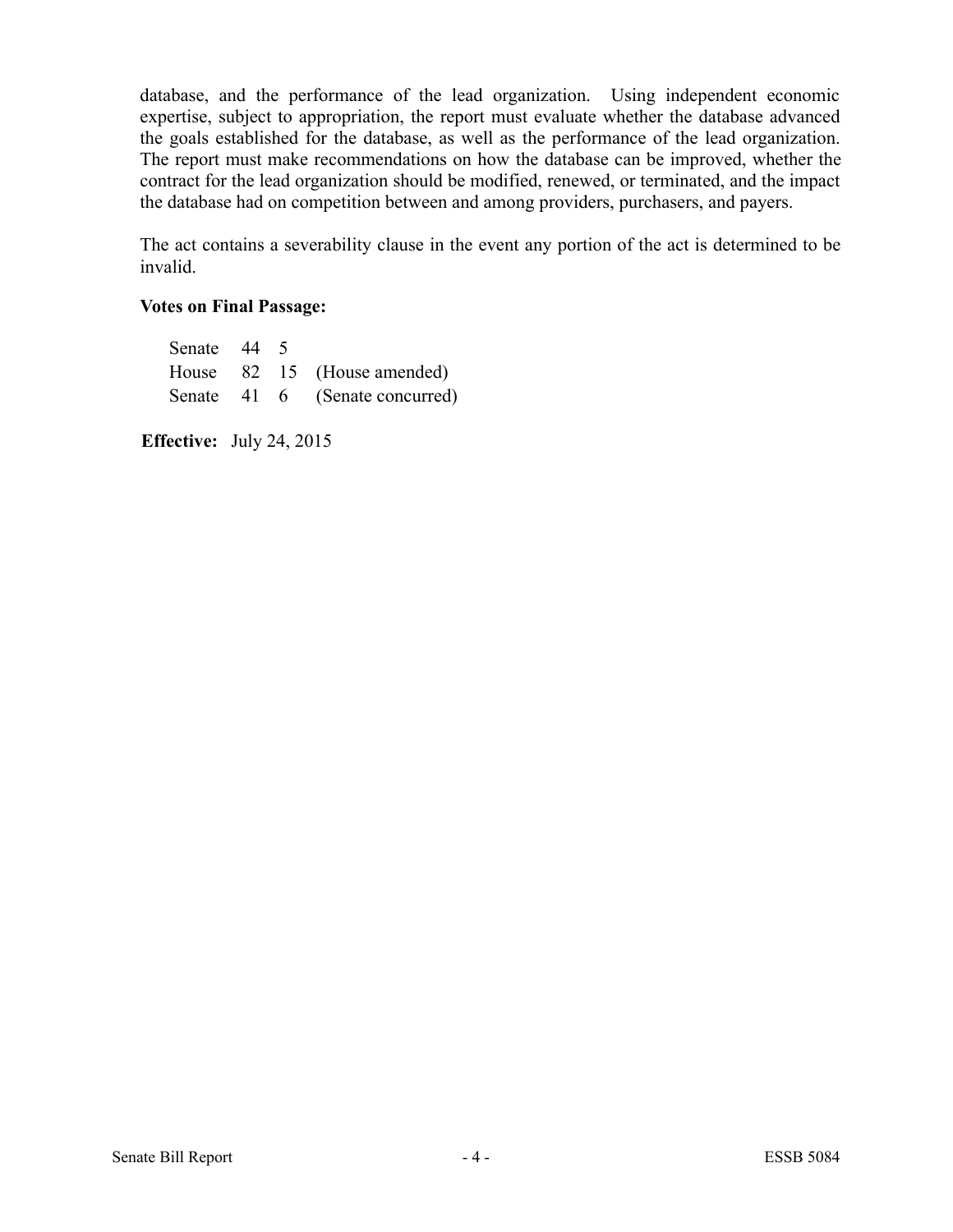database, and the performance of the lead organization. Using independent economic expertise, subject to appropriation, the report must evaluate whether the database advanced the goals established for the database, as well as the performance of the lead organization. The report must make recommendations on how the database can be improved, whether the contract for the lead organization should be modified, renewed, or terminated, and the impact the database had on competition between and among providers, purchasers, and payers.

The act contains a severability clause in the event any portion of the act is determined to be invalid.

**Votes on Final Passage:**

| | | | |
|---|---|---|---|
| Senate | 44 | 5 | |
| House | 82 | 15 | (House amended) |
| Senate | 41 | 6 | (Senate concurred) |

**Effective:** July 24, 2015